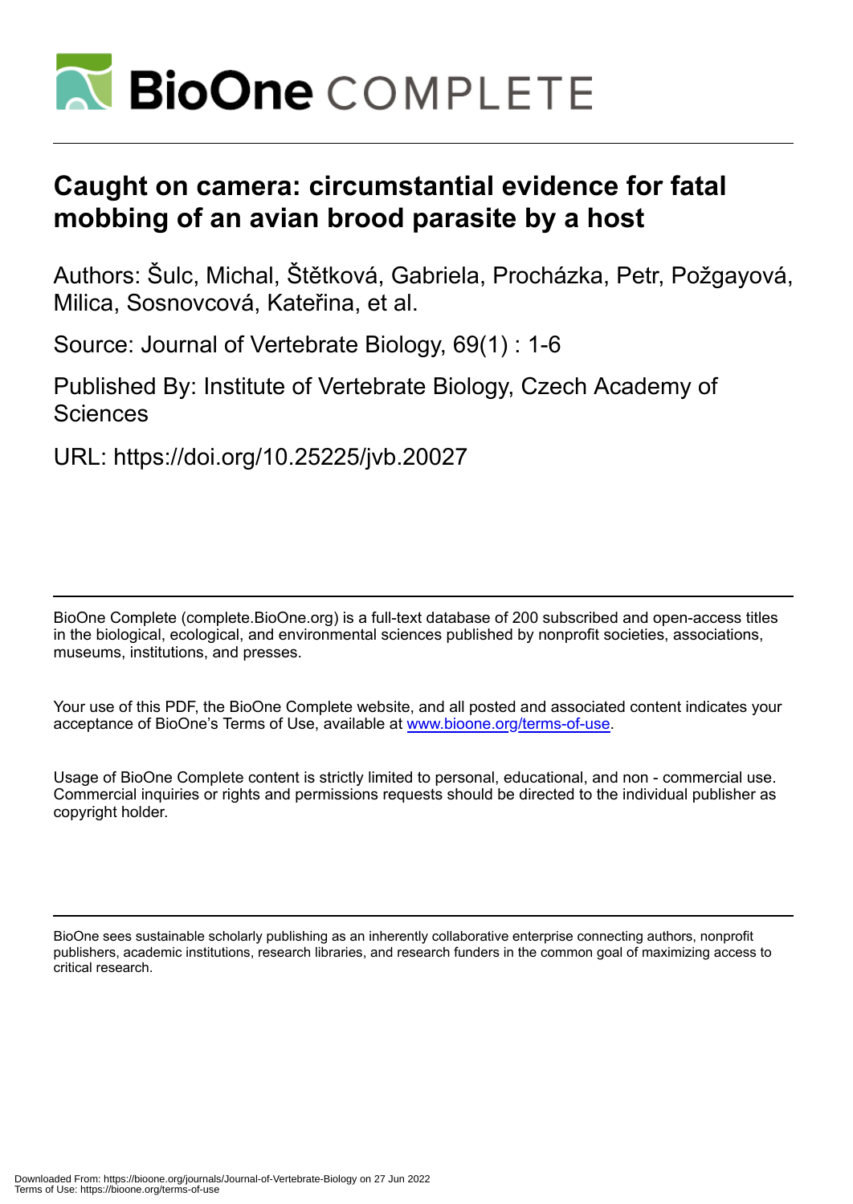# Caught on camera: circumstantial evidence for fatal mobbing of an avian brood parasite by a host

Authors: Šulc, Michal, Štětková, Gabriela, Procházka, Petr, Požgayová, Milica, Sosnovcová, Kateřina, et al.

Source: Journal of Vertebrate Biology, 69(1) : 1-6

Published By: Institute of Vertebrate Biology, Czech Academy of Sciences

URL: https://doi.org/10.25225/jvb.20027

BioOne Complete (complete.BioOne.org) is a full-text database of 200 subscribed and open-access titles in the biological, ecological, and environmental sciences published by nonprofit societies, associations, museums, institutions, and presses.

Your use of this PDF, the BioOne Complete website, and all posted and associated content indicates your acceptance of BioOne's Terms of Use, available at www.bioone.org/terms-of-use.

Usage of BioOne Complete content is strictly limited to personal, educational, and non - commercial use. Commercial inquiries or rights and permissions requests should be directed to the individual publisher as copyright holder.

BioOne sees sustainable scholarly publishing as an inherently collaborative enterprise connecting authors, nonprofit publishers, academic institutions, research libraries, and research funders in the common goal of maximizing access to critical research.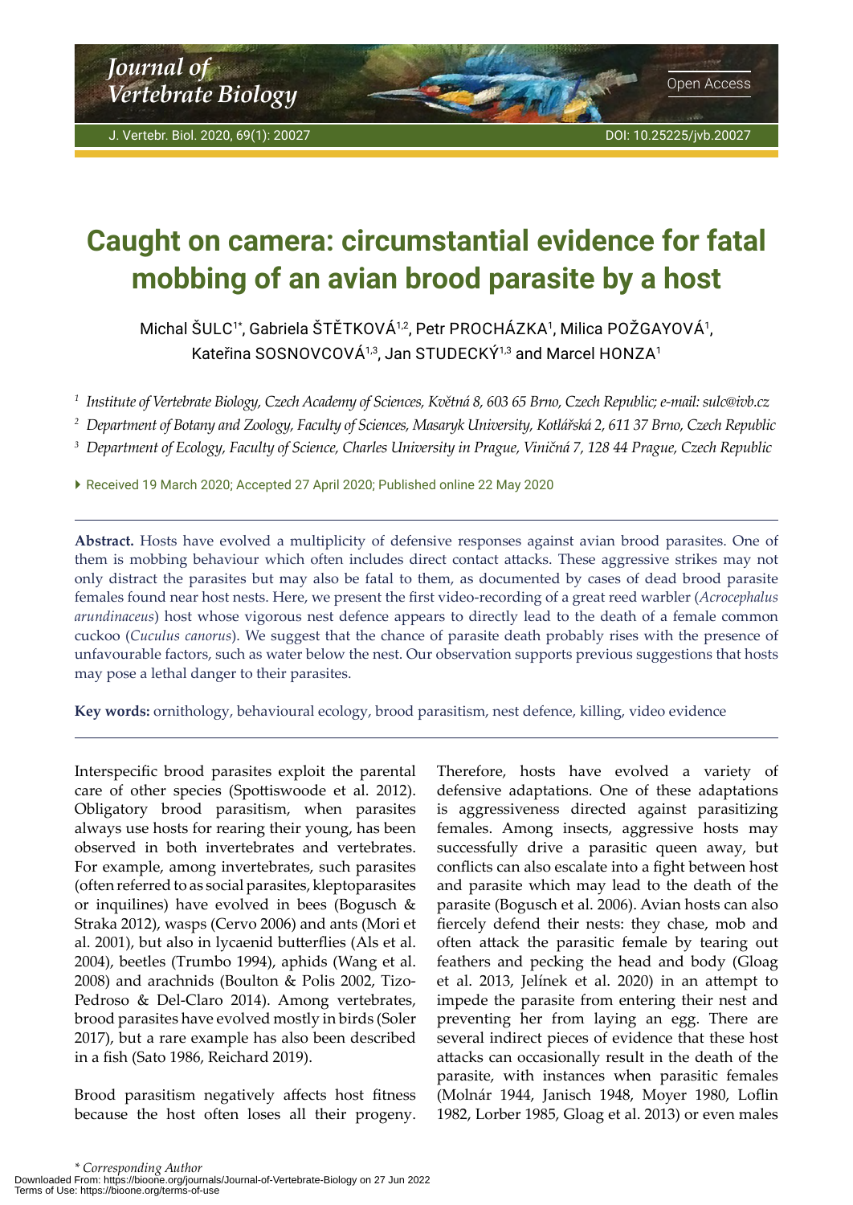# Caught on camera: circumstantial evidence for fatal mobbing of an avian brood parasite by a host

Michal ŠULC[1*], Gabriela ŠTĚTKOVÁ[1,2], Petr PROCHÁZKA[1], Milica POŽGAYOVÁ[1], Kateřina SOSNOVCOVÁ[1,3], Jan STUDECKÝ[1,3] and Marcel HONZA[1]

[1] *Institute of Vertebrate Biology, Czech Academy of Sciences, Květná 8, 603 65 Brno, Czech Republic; e-mail: sulc@ivb.cz*

[2] *Department of Botany and Zoology, Faculty of Sciences, Masaryk University, Kotlářská 2, 611 37 Brno, Czech Republic*

[3] *Department of Ecology, Faculty of Science, Charles University in Prague, Viničná 7, 128 44 Prague, Czech Republic*

Received 19 March 2020; Accepted 27 April 2020; Published online 22 May 2020

**Abstract.** Hosts have evolved a multiplicity of defensive responses against avian brood parasites. One of them is mobbing behaviour which often includes direct contact attacks. These aggressive strikes may not only distract the parasites but may also be fatal to them, as documented by cases of dead brood parasite females found near host nests. Here, we present the first video-recording of a great reed warbler (*Acrocephalus arundinaceus*) host whose vigorous nest defence appears to directly lead to the death of a female common cuckoo (*Cuculus canorus*). We suggest that the chance of parasite death probably rises with the presence of unfavourable factors, such as water below the nest. Our observation supports previous suggestions that hosts may pose a lethal danger to their parasites.

**Key words:** ornithology, behavioural ecology, brood parasitism, nest defence, killing, video evidence

Interspecific brood parasites exploit the parental care of other species (Spottiswoode et al. 2012). Obligatory brood parasitism, when parasites always use hosts for rearing their young, has been observed in both invertebrates and vertebrates. For example, among invertebrates, such parasites (often referred to as social parasites, kleptoparasites or inquilines) have evolved in bees (Bogusch & Straka 2012), wasps (Cervo 2006) and ants (Mori et al. 2001), but also in lycaenid butterflies (Als et al. 2004), beetles (Trumbo 1994), aphids (Wang et al. 2008) and arachnids (Boulton & Polis 2002, Tizo-Pedroso & Del-Claro 2014). Among vertebrates, brood parasites have evolved mostly in birds (Soler 2017), but a rare example has also been described in a fish (Sato 1986, Reichard 2019).

Brood parasitism negatively affects host fitness because the host often loses all their progeny. Therefore, hosts have evolved a variety of defensive adaptations. One of these adaptations is aggressiveness directed against parasitizing females. Among insects, aggressive hosts may successfully drive a parasitic queen away, but conflicts can also escalate into a fight between host and parasite which may lead to the death of the parasite (Bogusch et al. 2006). Avian hosts can also fiercely defend their nests: they chase, mob and often attack the parasitic female by tearing out feathers and pecking the head and body (Gloag et al. 2013, Jelínek et al. 2020) in an attempt to impede the parasite from entering their nest and preventing her from laying an egg. There are several indirect pieces of evidence that these host attacks can occasionally result in the death of the parasite, with instances when parasitic females (Molnár 1944, Janisch 1948, Moyer 1980, Loflin 1982, Lorber 1985, Gloag et al. 2013) or even males

\* *Corresponding Author*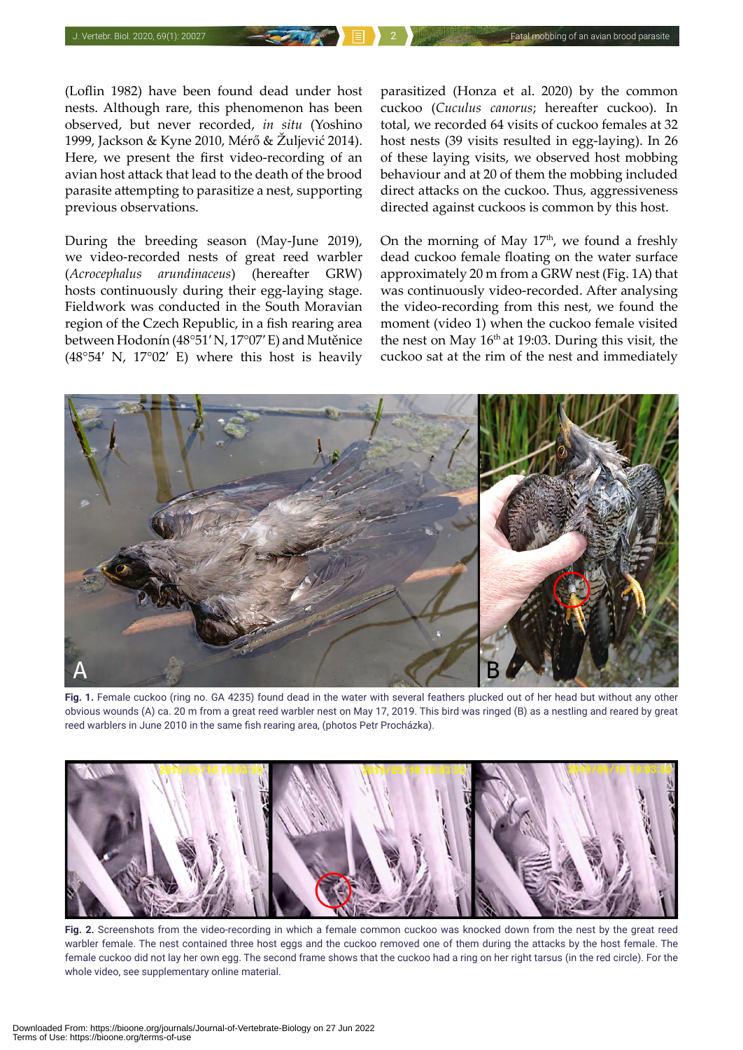(Loflin 1982) have been found dead under host nests. Although rare, this phenomenon has been observed, but never recorded, *in situ* (Yoshino 1999, Jackson & Kyne 2010, Mérő & Žuljević 2014). Here, we present the first video-recording of an avian host attack that lead to the death of the brood parasite attempting to parasitize a nest, supporting previous observations.

During the breeding season (May-June 2019), we video-recorded nests of great reed warbler (*Acrocephalus arundinaceus*) (hereafter GRW) hosts continuously during their egg-laying stage. Fieldwork was conducted in the South Moravian region of the Czech Republic, in a fish rearing area between Hodonín (48°51′ N, 17°07′ E) and Mutěnice (48°54′ N, 17°02′ E) where this host is heavily parasitized (Honza et al. 2020) by the common cuckoo (*Cuculus canorus*; hereafter cuckoo). In total, we recorded 64 visits of cuckoo females at 32 host nests (39 visits resulted in egg-laying). In 26 of these laying visits, we observed host mobbing behaviour and at 20 of them the mobbing included direct attacks on the cuckoo. Thus, aggressiveness directed against cuckoos is common by this host.

On the morning of May 17th, we found a freshly dead cuckoo female floating on the water surface approximately 20 m from a GRW nest (Fig. 1A) that was continuously video-recorded. After analysing the video-recording from this nest, we found the moment (video 1) when the cuckoo female visited the nest on May 16th at 19:03. During this visit, the cuckoo sat at the rim of the nest and immediately

**Fig. 1.** Female cuckoo (ring no. GA 4235) found dead in the water with several feathers plucked out of her head but without any other obvious wounds (A) ca. 20 m from a great reed warbler nest on May 17, 2019. This bird was ringed (B) as a nestling and reared by great reed warblers in June 2010 in the same fish rearing area, (photos Petr Procházka).

**Fig. 2.** Screenshots from the video-recording in which a female common cuckoo was knocked down from the nest by the great reed warbler female. The nest contained three host eggs and the cuckoo removed one of them during the attacks by the host female. The female cuckoo did not lay her own egg. The second frame shows that the cuckoo had a ring on her right tarsus (in the red circle). For the whole video, see supplementary online material.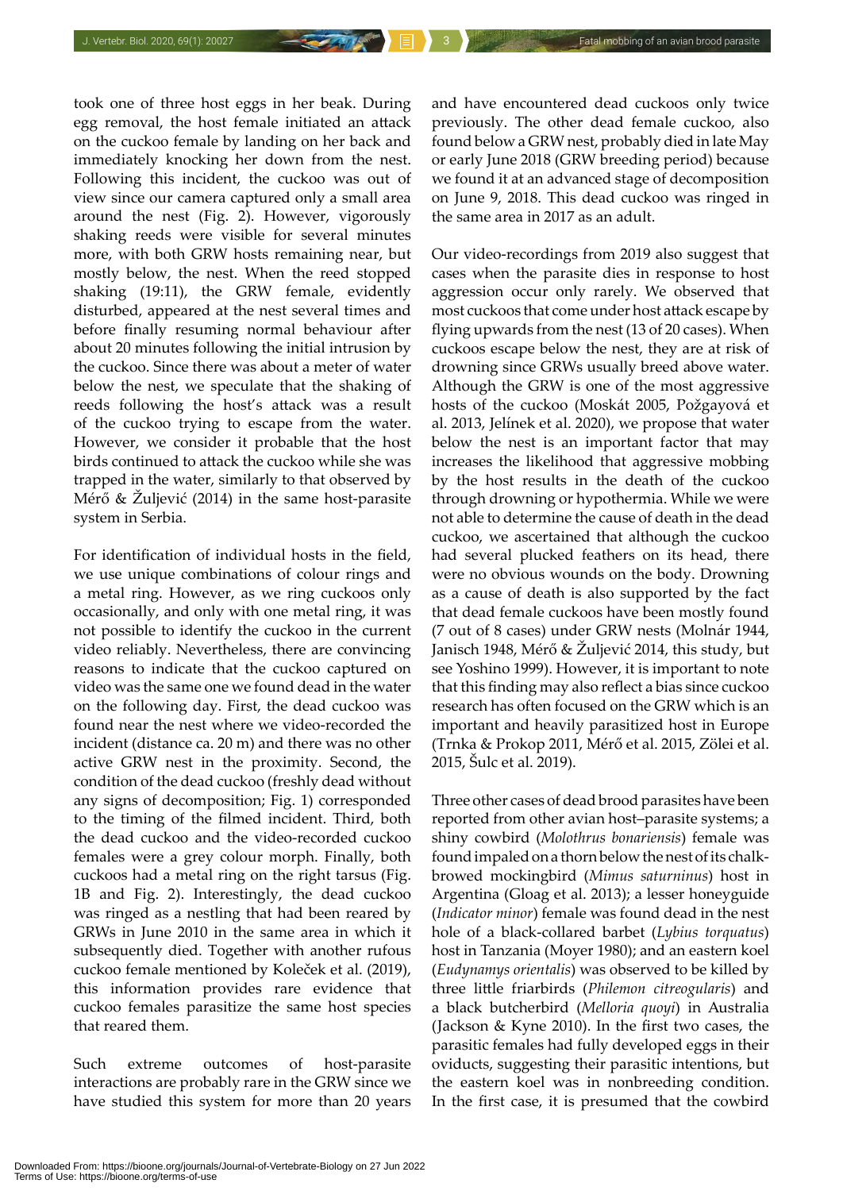took one of three host eggs in her beak. During egg removal, the host female initiated an attack on the cuckoo female by landing on her back and immediately knocking her down from the nest. Following this incident, the cuckoo was out of view since our camera captured only a small area around the nest (Fig. 2). However, vigorously shaking reeds were visible for several minutes more, with both GRW hosts remaining near, but mostly below, the nest. When the reed stopped shaking (19:11), the GRW female, evidently disturbed, appeared at the nest several times and before finally resuming normal behaviour after about 20 minutes following the initial intrusion by the cuckoo. Since there was about a meter of water below the nest, we speculate that the shaking of reeds following the host's attack was a result of the cuckoo trying to escape from the water. However, we consider it probable that the host birds continued to attack the cuckoo while she was trapped in the water, similarly to that observed by Mérő & Žuljević (2014) in the same host-parasite system in Serbia.

For identification of individual hosts in the field, we use unique combinations of colour rings and a metal ring. However, as we ring cuckoos only occasionally, and only with one metal ring, it was not possible to identify the cuckoo in the current video reliably. Nevertheless, there are convincing reasons to indicate that the cuckoo captured on video was the same one we found dead in the water on the following day. First, the dead cuckoo was found near the nest where we video-recorded the incident (distance ca. 20 m) and there was no other active GRW nest in the proximity. Second, the condition of the dead cuckoo (freshly dead without any signs of decomposition; Fig. 1) corresponded to the timing of the filmed incident. Third, both the dead cuckoo and the video-recorded cuckoo females were a grey colour morph. Finally, both cuckoos had a metal ring on the right tarsus (Fig. 1B and Fig. 2). Interestingly, the dead cuckoo was ringed as a nestling that had been reared by GRWs in June 2010 in the same area in which it subsequently died. Together with another rufous cuckoo female mentioned by Koleček et al. (2019), this information provides rare evidence that cuckoo females parasitize the same host species that reared them.

Such extreme outcomes of host-parasite interactions are probably rare in the GRW since we have studied this system for more than 20 years and have encountered dead cuckoos only twice previously. The other dead female cuckoo, also found below a GRW nest, probably died in late May or early June 2018 (GRW breeding period) because we found it at an advanced stage of decomposition on June 9, 2018. This dead cuckoo was ringed in the same area in 2017 as an adult.

Our video-recordings from 2019 also suggest that cases when the parasite dies in response to host aggression occur only rarely. We observed that most cuckoos that come under host attack escape by flying upwards from the nest (13 of 20 cases). When cuckoos escape below the nest, they are at risk of drowning since GRWs usually breed above water. Although the GRW is one of the most aggressive hosts of the cuckoo (Moskát 2005, Požgayová et al. 2013, Jelínek et al. 2020), we propose that water below the nest is an important factor that may increases the likelihood that aggressive mobbing by the host results in the death of the cuckoo through drowning or hypothermia. While we were not able to determine the cause of death in the dead cuckoo, we ascertained that although the cuckoo had several plucked feathers on its head, there were no obvious wounds on the body. Drowning as a cause of death is also supported by the fact that dead female cuckoos have been mostly found (7 out of 8 cases) under GRW nests (Molnár 1944, Janisch 1948, Mérő & Žuljević 2014, this study, but see Yoshino 1999). However, it is important to note that this finding may also reflect a bias since cuckoo research has often focused on the GRW which is an important and heavily parasitized host in Europe (Trnka & Prokop 2011, Mérő et al. 2015, Zölei et al. 2015, Šulc et al. 2019).

Three other cases of dead brood parasites have been reported from other avian host–parasite systems; a shiny cowbird (*Molothrus bonariensis*) female was found impaled on a thorn below the nest of its chalk-browed mockingbird (*Mimus saturninus*) host in Argentina (Gloag et al. 2013); a lesser honeyguide (*Indicator minor*) female was found dead in the nest hole of a black-collared barbet (*Lybius torquatus*) host in Tanzania (Moyer 1980); and an eastern koel (*Eudynamys orientalis*) was observed to be killed by three little friarbirds (*Philemon citreogularis*) and a black butcherbird (*Melloria quoyi*) in Australia (Jackson & Kyne 2010). In the first two cases, the parasitic females had fully developed eggs in their oviducts, suggesting their parasitic intentions, but the eastern koel was in nonbreeding condition. In the first case, it is presumed that the cowbird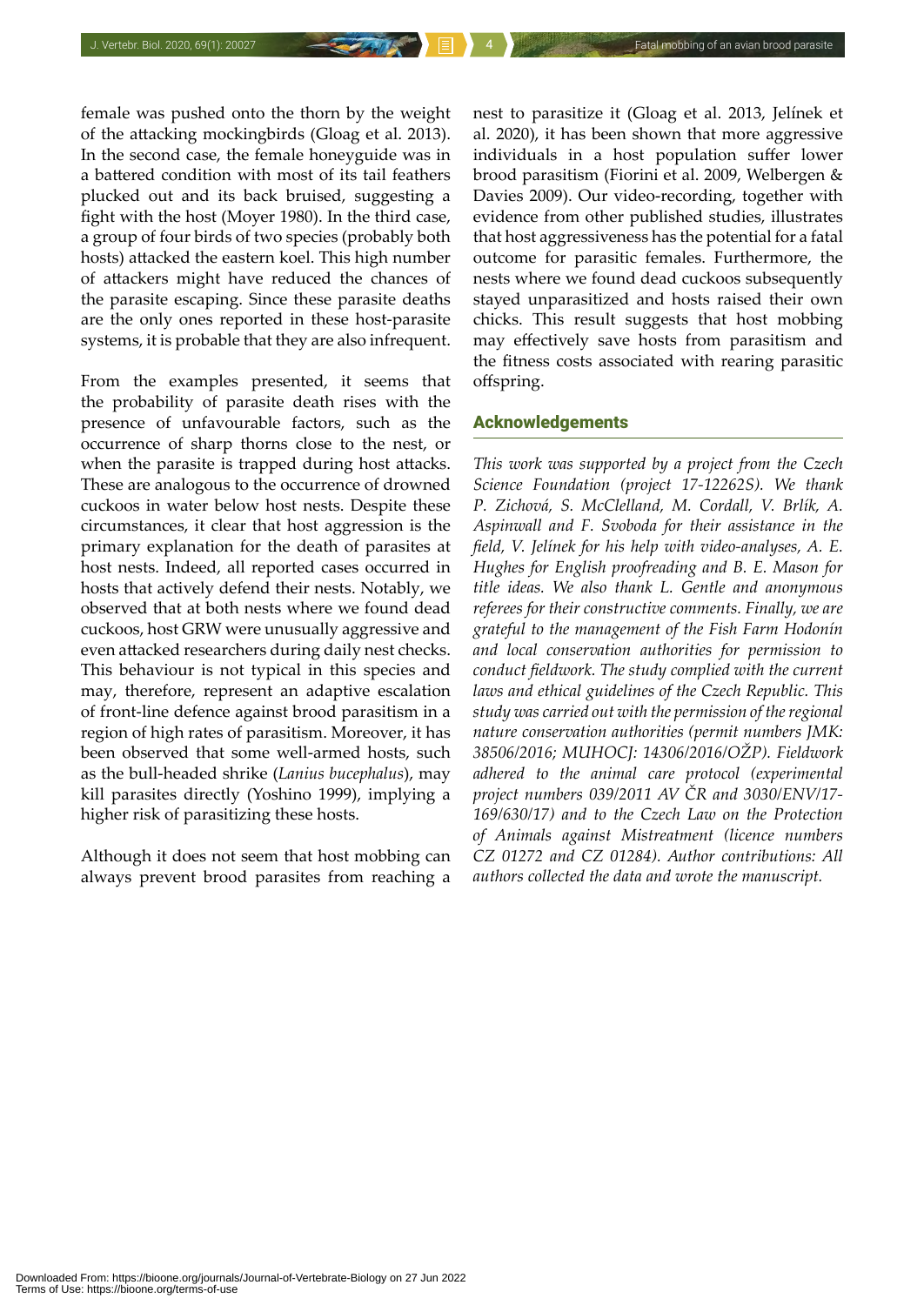female was pushed onto the thorn by the weight of the attacking mockingbirds (Gloag et al. 2013). In the second case, the female honeyguide was in a battered condition with most of its tail feathers plucked out and its back bruised, suggesting a fight with the host (Moyer 1980). In the third case, a group of four birds of two species (probably both hosts) attacked the eastern koel. This high number of attackers might have reduced the chances of the parasite escaping. Since these parasite deaths are the only ones reported in these host-parasite systems, it is probable that they are also infrequent.

From the examples presented, it seems that the probability of parasite death rises with the presence of unfavourable factors, such as the occurrence of sharp thorns close to the nest, or when the parasite is trapped during host attacks. These are analogous to the occurrence of drowned cuckoos in water below host nests. Despite these circumstances, it clear that host aggression is the primary explanation for the death of parasites at host nests. Indeed, all reported cases occurred in hosts that actively defend their nests. Notably, we observed that at both nests where we found dead cuckoos, host GRW were unusually aggressive and even attacked researchers during daily nest checks. This behaviour is not typical in this species and may, therefore, represent an adaptive escalation of front-line defence against brood parasitism in a region of high rates of parasitism. Moreover, it has been observed that some well-armed hosts, such as the bull-headed shrike (*Lanius bucephalus*), may kill parasites directly (Yoshino 1999), implying a higher risk of parasitizing these hosts.

Although it does not seem that host mobbing can always prevent brood parasites from reaching a nest to parasitize it (Gloag et al. 2013, Jelínek et al. 2020), it has been shown that more aggressive individuals in a host population suffer lower brood parasitism (Fiorini et al. 2009, Welbergen & Davies 2009). Our video-recording, together with evidence from other published studies, illustrates that host aggressiveness has the potential for a fatal outcome for parasitic females. Furthermore, the nests where we found dead cuckoos subsequently stayed unparasitized and hosts raised their own chicks. This result suggests that host mobbing may effectively save hosts from parasitism and the fitness costs associated with rearing parasitic offspring.

## Acknowledgements

*This work was supported by a project from the Czech Science Foundation (project 17-12262S). We thank P. Zichová, S. McClelland, M. Cordall, V. Brlík, A. Aspinwall and F. Svoboda for their assistance in the field, V. Jelínek for his help with video-analyses, A. E. Hughes for English proofreading and B. E. Mason for title ideas. We also thank L. Gentle and anonymous referees for their constructive comments. Finally, we are grateful to the management of the Fish Farm Hodonín and local conservation authorities for permission to conduct fieldwork. The study complied with the current laws and ethical guidelines of the Czech Republic. This study was carried out with the permission of the regional nature conservation authorities (permit numbers JMK: 38506/2016; MUHOCJ: 14306/2016/OŽP). Fieldwork adhered to the animal care protocol (experimental project numbers 039/2011 AV ČR and 3030/ENV/17-169/630/17) and to the Czech Law on the Protection of Animals against Mistreatment (licence numbers CZ 01272 and CZ 01284). Author contributions: All authors collected the data and wrote the manuscript.*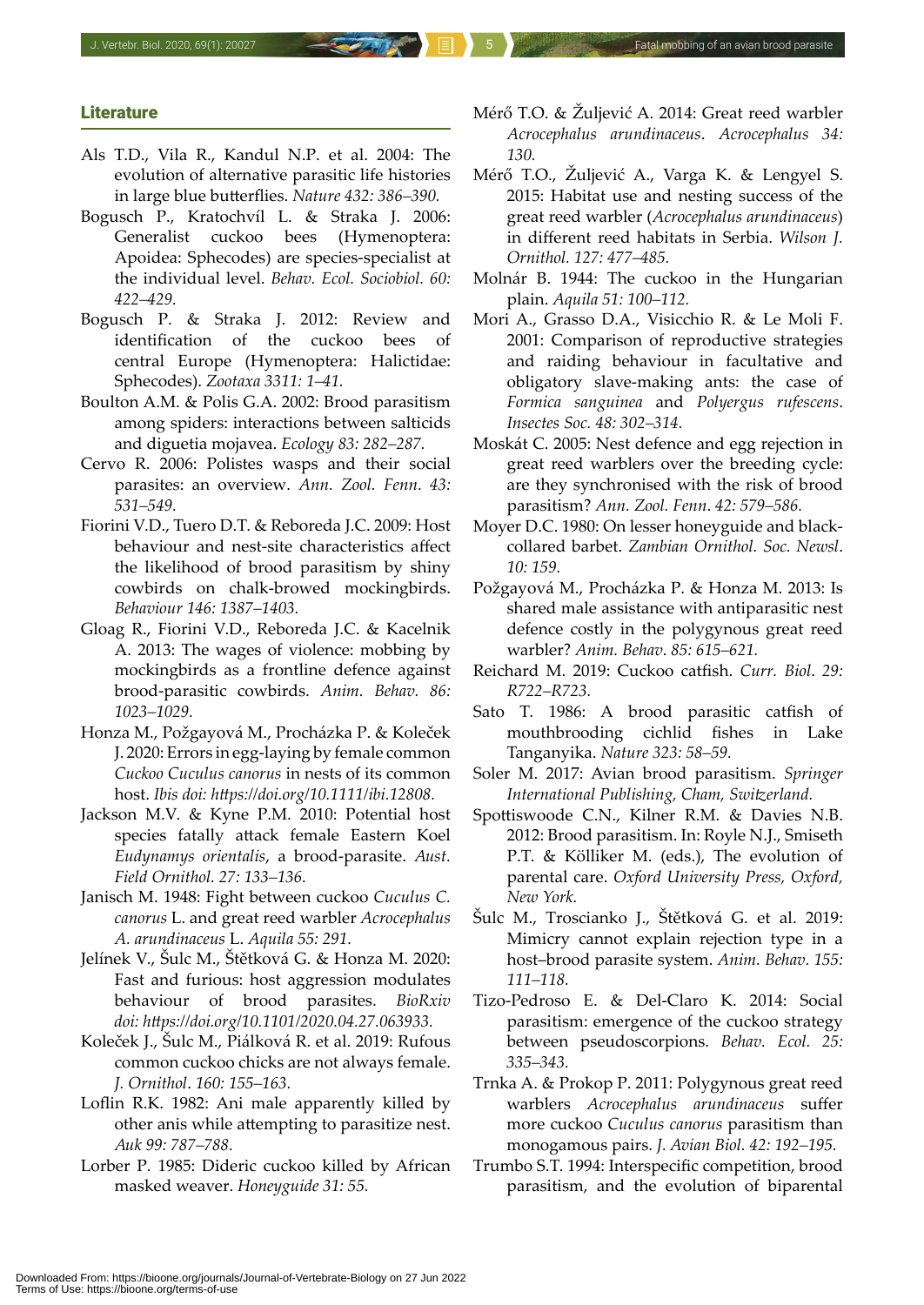## Literature

Als T.D., Vila R., Kandul N.P. et al. 2004: The evolution of alternative parasitic life histories in large blue butterflies. *Nature 432: 386–390.*

Bogusch P., Kratochvíl L. & Straka J. 2006: Generalist cuckoo bees (Hymenoptera: Apoidea: Sphecodes) are species-specialist at the individual level. *Behav. Ecol. Sociobiol. 60: 422–429.*

Bogusch P. & Straka J. 2012: Review and identification of the cuckoo bees of central Europe (Hymenoptera: Halictidae: Sphecodes). *Zootaxa 3311: 1–41.*

Boulton A.M. & Polis G.A. 2002: Brood parasitism among spiders: interactions between salticids and diguetia mojavea. *Ecology 83: 282–287.*

Cervo R. 2006: Polistes wasps and their social parasites: an overview. *Ann. Zool. Fenn. 43: 531–549.*

Fiorini V.D., Tuero D.T. & Reboreda J.C. 2009: Host behaviour and nest-site characteristics affect the likelihood of brood parasitism by shiny cowbirds on chalk-browed mockingbirds. *Behaviour 146: 1387–1403.*

Gloag R., Fiorini V.D., Reboreda J.C. & Kacelnik A. 2013: The wages of violence: mobbing by mockingbirds as a frontline defence against brood-parasitic cowbirds. *Anim. Behav. 86: 1023–1029.*

Honza M., Požgayová M., Procházka P. & Koleček J. 2020: Errors in egg-laying by female common Cuckoo *Cuculus canorus* in nests of its common host. *Ibis doi: https://doi.org/10.1111/ibi.12808.*

Jackson M.V. & Kyne P.M. 2010: Potential host species fatally attack female Eastern Koel *Eudynamys orientalis*, a brood-parasite. *Aust. Field Ornithol. 27: 133–136.*

Janisch M. 1948: Fight between cuckoo *Cuculus C. canorus* L. and great reed warbler *Acrocephalus A. arundinaceus* L. *Aquila 55: 291.*

Jelínek V., Šulc M., Štětková G. & Honza M. 2020: Fast and furious: host aggression modulates behaviour of brood parasites. *BioRxiv doi: https://doi.org/10.1101/2020.04.27.063933.*

Koleček J., Šulc M., Piálková R. et al. 2019: Rufous common cuckoo chicks are not always female. *J. Ornithol. 160: 155–163.*

Loflin R.K. 1982: Ani male apparently killed by other anis while attempting to parasitize nest. *Auk 99: 787–788.*

Lorber P. 1985: Dideric cuckoo killed by African masked weaver. *Honeyguide 31: 55.*

Mérő T.O. & Žuljević A. 2014: Great reed warbler *Acrocephalus arundinaceus*. *Acrocephalus 34: 130.*

Mérő T.O., Žuljević A., Varga K. & Lengyel S. 2015: Habitat use and nesting success of the great reed warbler (*Acrocephalus arundinaceus*) in different reed habitats in Serbia. *Wilson J. Ornithol. 127: 477–485.*

Molnár B. 1944: The cuckoo in the Hungarian plain. *Aquila 51: 100–112.*

Mori A., Grasso D.A., Visicchio R. & Le Moli F. 2001: Comparison of reproductive strategies and raiding behaviour in facultative and obligatory slave-making ants: the case of *Formica sanguinea* and *Polyergus rufescens*. *Insectes Soc. 48: 302–314.*

Moskát C. 2005: Nest defence and egg rejection in great reed warblers over the breeding cycle: are they synchronised with the risk of brood parasitism? *Ann. Zool. Fenn. 42: 579–586.*

Moyer D.C. 1980: On lesser honeyguide and black-collared barbet. *Zambian Ornithol. Soc. Newsl. 10: 159.*

Požgayová M., Procházka P. & Honza M. 2013: Is shared male assistance with antiparasitic nest defence costly in the polygynous great reed warbler? *Anim. Behav. 85: 615–621.*

Reichard M. 2019: Cuckoo catfish. *Curr. Biol. 29: R722–R723.*

Sato T. 1986: A brood parasitic catfish of mouthbrooding cichlid fishes in Lake Tanganyika. *Nature 323: 58–59.*

Soler M. 2017: Avian brood parasitism. *Springer International Publishing, Cham, Switzerland.*

Spottiswoode C.N., Kilner R.M. & Davies N.B. 2012: Brood parasitism. In: Royle N.J., Smiseth P.T. & Kölliker M. (eds.), The evolution of parental care. *Oxford University Press, Oxford, New York.*

Šulc M., Troscianko J., Štětková G. et al. 2019: Mimicry cannot explain rejection type in a host–brood parasite system. *Anim. Behav. 155: 111–118.*

Tizo-Pedroso E. & Del-Claro K. 2014: Social parasitism: emergence of the cuckoo strategy between pseudoscorpions. *Behav. Ecol. 25: 335–343.*

Trnka A. & Prokop P. 2011: Polygynous great reed warblers *Acrocephalus arundinaceus* suffer more cuckoo *Cuculus canorus* parasitism than monogamous pairs. *J. Avian Biol. 42: 192–195.*

Trumbo S.T. 1994: Interspecific competition, brood parasitism, and the evolution of biparental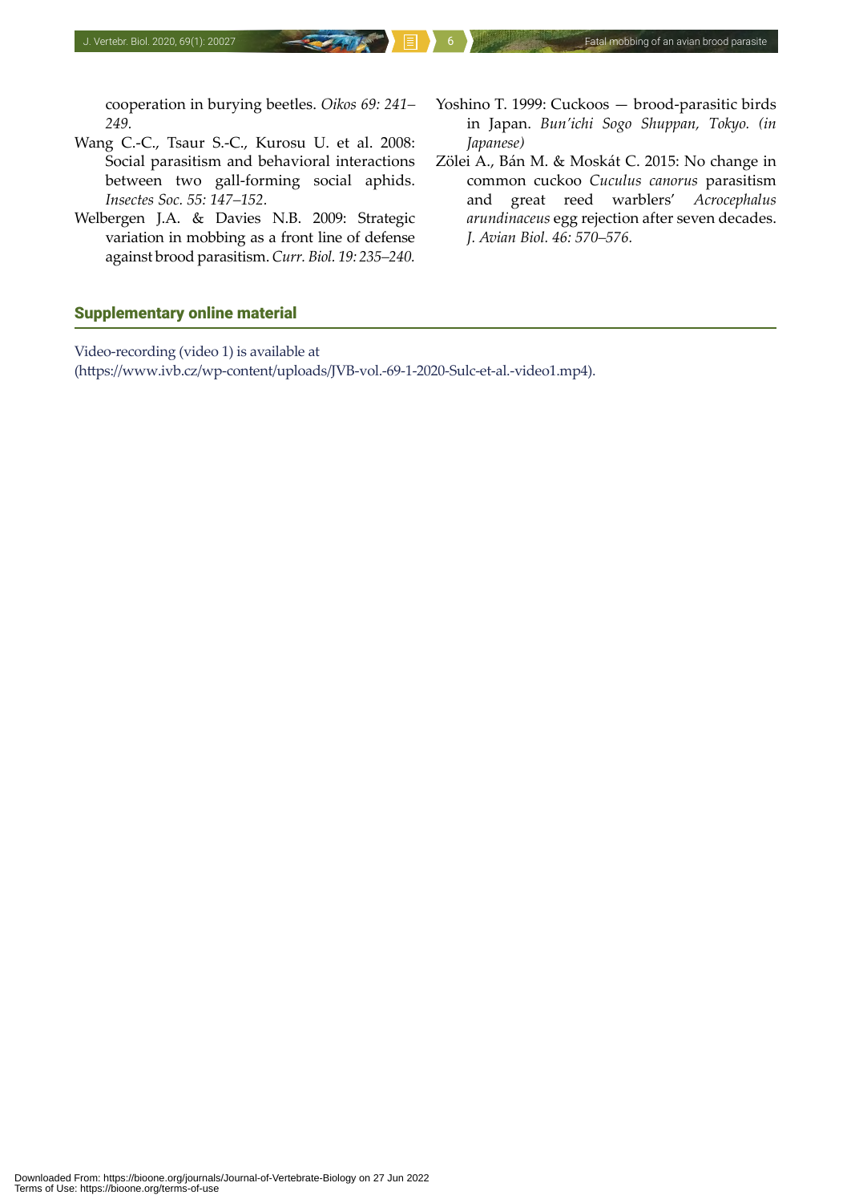cooperation in burying beetles. *Oikos 69: 241–249.*

Wang C.-C., Tsaur S.-C., Kurosu U. et al. 2008: Social parasitism and behavioral interactions between two gall-forming social aphids. *Insectes Soc. 55: 147–152.*

Welbergen J.A. & Davies N.B. 2009: Strategic variation in mobbing as a front line of defense against brood parasitism. *Curr. Biol. 19: 235–240.*

Yoshino T. 1999: Cuckoos — brood-parasitic birds in Japan. *Bun'ichi Sogo Shuppan, Tokyo. (in Japanese)*

Zölei A., Bán M. & Moskát C. 2015: No change in common cuckoo *Cuculus canorus* parasitism and great reed warblers' *Acrocephalus arundinaceus* egg rejection after seven decades. *J. Avian Biol. 46: 570–576.*

## Supplementary online material

Video-recording (video 1) is available at (https://www.ivb.cz/wp-content/uploads/JVB-vol.-69-1-2020-Sulc-et-al.-video1.mp4).

Downloaded From: https://bioone.org/journals/Journal-of-Vertebrate-Biology on 27 Jun 2022
Terms of Use: https://bioone.org/terms-of-use